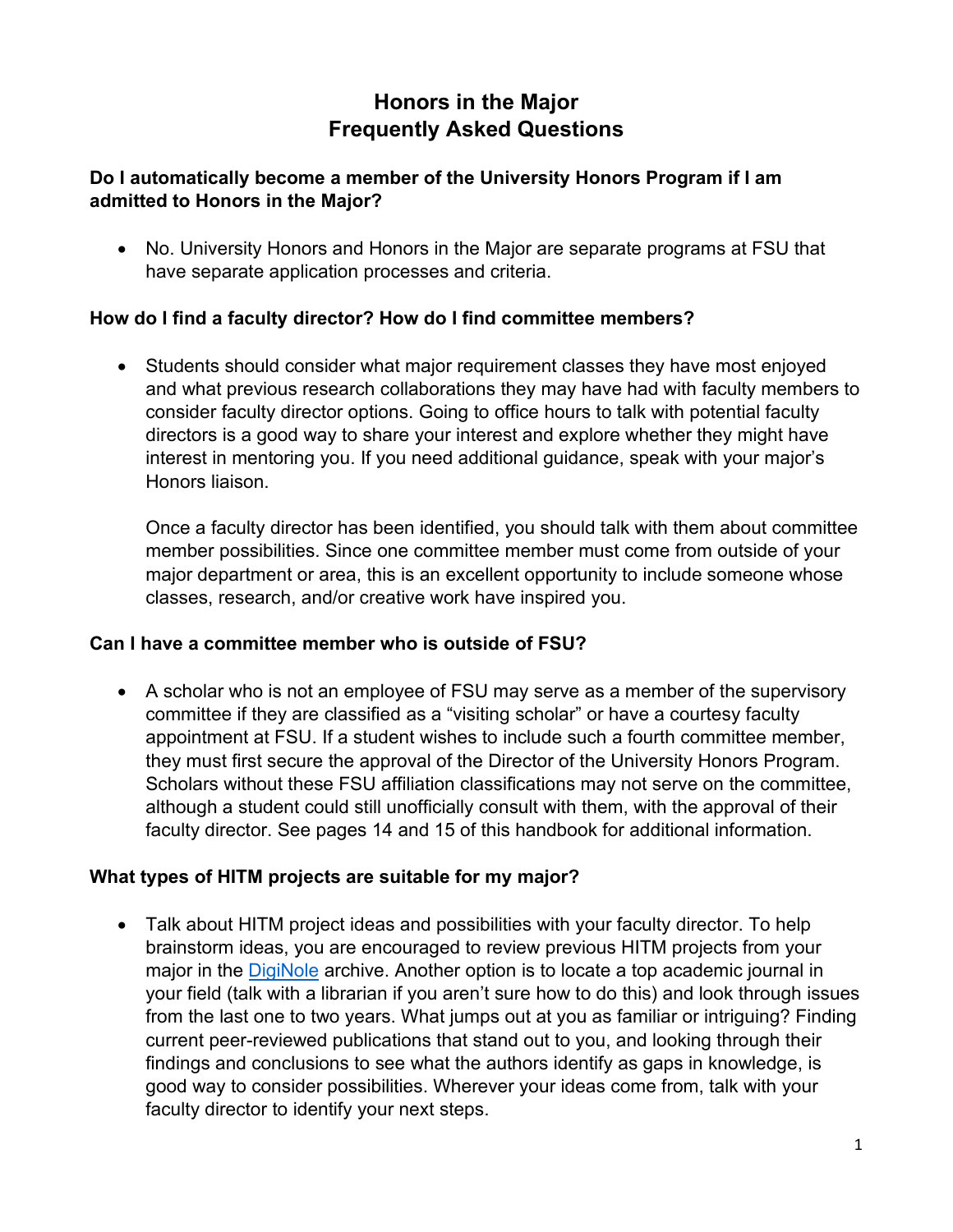# Honors in the Major
# Frequently Asked Questions

**Do I automatically become a member of the University Honors Program if I am admitted to Honors in the Major?**

- No. University Honors and Honors in the Major are separate programs at FSU that have separate application processes and criteria.

**How do I find a faculty director? How do I find committee members?**

- Students should consider what major requirement classes they have most enjoyed and what previous research collaborations they may have had with faculty members to consider faculty director options. Going to office hours to talk with potential faculty directors is a good way to share your interest and explore whether they might have interest in mentoring you. If you need additional guidance, speak with your major's Honors liaison.

  Once a faculty director has been identified, you should talk with them about committee member possibilities. Since one committee member must come from outside of your major department or area, this is an excellent opportunity to include someone whose classes, research, and/or creative work have inspired you.

**Can I have a committee member who is outside of FSU?**

- A scholar who is not an employee of FSU may serve as a member of the supervisory committee if they are classified as a "visiting scholar" or have a courtesy faculty appointment at FSU. If a student wishes to include such a fourth committee member, they must first secure the approval of the Director of the University Honors Program. Scholars without these FSU affiliation classifications may not serve on the committee, although a student could still unofficially consult with them, with the approval of their faculty director. See pages 14 and 15 of this handbook for additional information.

**What types of HITM projects are suitable for my major?**

- Talk about HITM project ideas and possibilities with your faculty director. To help brainstorm ideas, you are encouraged to review previous HITM projects from your major in the [DigiNole](DigiNole) archive. Another option is to locate a top academic journal in your field (talk with a librarian if you aren't sure how to do this) and look through issues from the last one to two years. What jumps out at you as familiar or intriguing? Finding current peer-reviewed publications that stand out to you, and looking through their findings and conclusions to see what the authors identify as gaps in knowledge, is good way to consider possibilities. Wherever your ideas come from, talk with your faculty director to identify your next steps.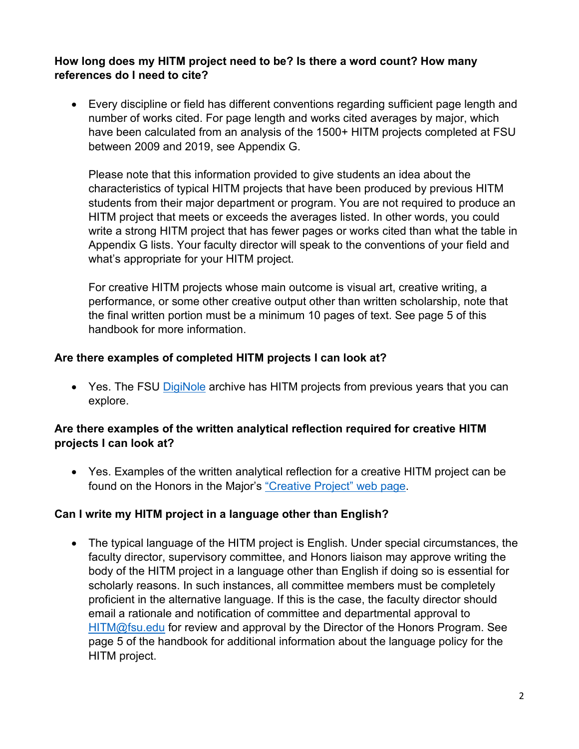**How long does my HITM project need to be? Is there a word count? How many references do I need to cite?**

- Every discipline or field has different conventions regarding sufficient page length and number of works cited. For page length and works cited averages by major, which have been calculated from an analysis of the 1500+ HITM projects completed at FSU between 2009 and 2019, see Appendix G.

  Please note that this information provided to give students an idea about the characteristics of typical HITM projects that have been produced by previous HITM students from their major department or program. You are not required to produce an HITM project that meets or exceeds the averages listed. In other words, you could write a strong HITM project that has fewer pages or works cited than what the table in Appendix G lists. Your faculty director will speak to the conventions of your field and what's appropriate for your HITM project.

  For creative HITM projects whose main outcome is visual art, creative writing, a performance, or some other creative output other than written scholarship, note that the final written portion must be a minimum 10 pages of text. See page 5 of this handbook for more information.

**Are there examples of completed HITM projects I can look at?**

- Yes. The FSU DigiNole archive has HITM projects from previous years that you can explore.

**Are there examples of the written analytical reflection required for creative HITM projects I can look at?**

- Yes. Examples of the written analytical reflection for a creative HITM project can be found on the Honors in the Major's "Creative Project" web page.

**Can I write my HITM project in a language other than English?**

- The typical language of the HITM project is English. Under special circumstances, the faculty director, supervisory committee, and Honors liaison may approve writing the body of the HITM project in a language other than English if doing so is essential for scholarly reasons. In such instances, all committee members must be completely proficient in the alternative language. If this is the case, the faculty director should email a rationale and notification of committee and departmental approval to HITM@fsu.edu for review and approval by the Director of the Honors Program. See page 5 of the handbook for additional information about the language policy for the HITM project.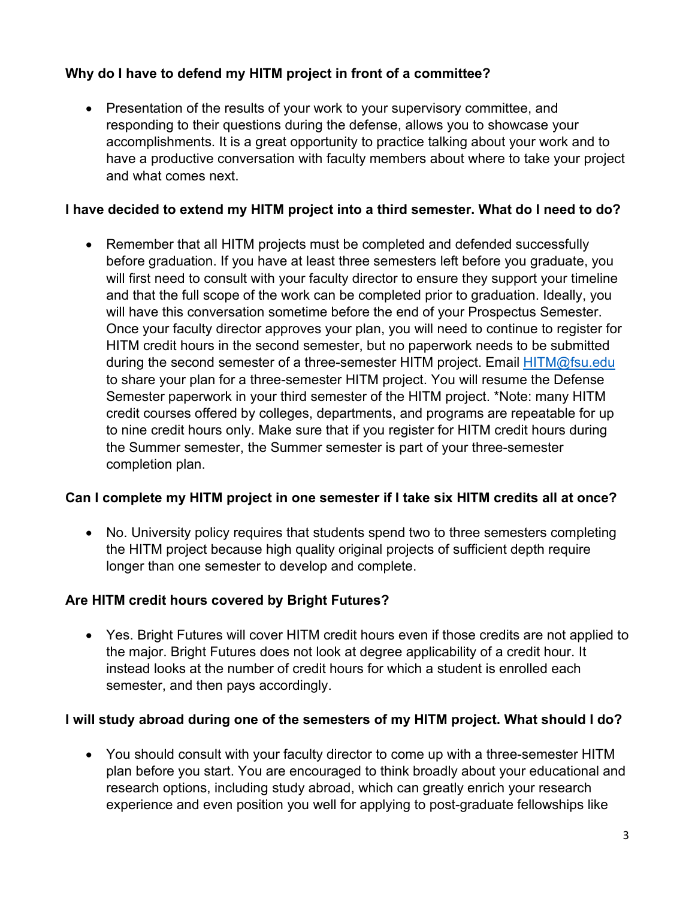**Why do I have to defend my HITM project in front of a committee?**

- Presentation of the results of your work to your supervisory committee, and responding to their questions during the defense, allows you to showcase your accomplishments. It is a great opportunity to practice talking about your work and to have a productive conversation with faculty members about where to take your project and what comes next.

**I have decided to extend my HITM project into a third semester. What do I need to do?**

- Remember that all HITM projects must be completed and defended successfully before graduation. If you have at least three semesters left before you graduate, you will first need to consult with your faculty director to ensure they support your timeline and that the full scope of the work can be completed prior to graduation. Ideally, you will have this conversation sometime before the end of your Prospectus Semester. Once your faculty director approves your plan, you will need to continue to register for HITM credit hours in the second semester, but no paperwork needs to be submitted during the second semester of a three-semester HITM project. Email [HITM@fsu.edu](mailto:HITM@fsu.edu) to share your plan for a three-semester HITM project. You will resume the Defense Semester paperwork in your third semester of the HITM project. *Note: many HITM credit courses offered by colleges, departments, and programs are repeatable for up to nine credit hours only. Make sure that if you register for HITM credit hours during the Summer semester, the Summer semester is part of your three-semester completion plan.

**Can I complete my HITM project in one semester if I take six HITM credits all at once?**

- No. University policy requires that students spend two to three semesters completing the HITM project because high quality original projects of sufficient depth require longer than one semester to develop and complete.

**Are HITM credit hours covered by Bright Futures?**

- Yes. Bright Futures will cover HITM credit hours even if those credits are not applied to the major. Bright Futures does not look at degree applicability of a credit hour. It instead looks at the number of credit hours for which a student is enrolled each semester, and then pays accordingly.

**I will study abroad during one of the semesters of my HITM project. What should I do?**

- You should consult with your faculty director to come up with a three-semester HITM plan before you start. You are encouraged to think broadly about your educational and research options, including study abroad, which can greatly enrich your research experience and even position you well for applying to post-graduate fellowships like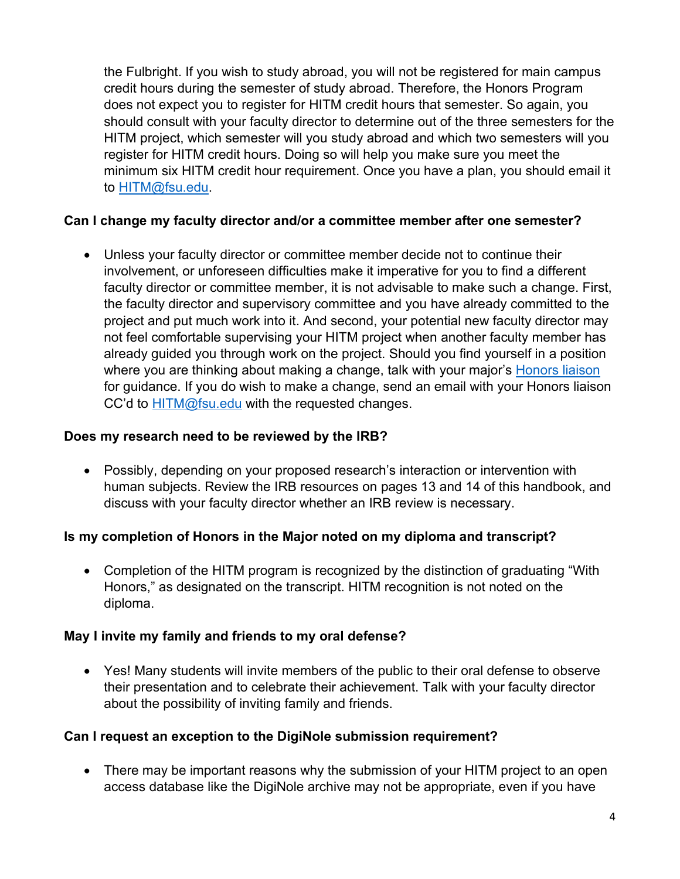the Fulbright. If you wish to study abroad, you will not be registered for main campus credit hours during the semester of study abroad. Therefore, the Honors Program does not expect you to register for HITM credit hours that semester. So again, you should consult with your faculty director to determine out of the three semesters for the HITM project, which semester will you study abroad and which two semesters will you register for HITM credit hours. Doing so will help you make sure you meet the minimum six HITM credit hour requirement. Once you have a plan, you should email it to HITM@fsu.edu.

**Can I change my faculty director and/or a committee member after one semester?**

- Unless your faculty director or committee member decide not to continue their involvement, or unforeseen difficulties make it imperative for you to find a different faculty director or committee member, it is not advisable to make such a change. First, the faculty director and supervisory committee and you have already committed to the project and put much work into it. And second, your potential new faculty director may not feel comfortable supervising your HITM project when another faculty member has already guided you through work on the project. Should you find yourself in a position where you are thinking about making a change, talk with your major's Honors liaison for guidance. If you do wish to make a change, send an email with your Honors liaison CC'd to HITM@fsu.edu with the requested changes.

**Does my research need to be reviewed by the IRB?**

- Possibly, depending on your proposed research's interaction or intervention with human subjects. Review the IRB resources on pages 13 and 14 of this handbook, and discuss with your faculty director whether an IRB review is necessary.

**Is my completion of Honors in the Major noted on my diploma and transcript?**

- Completion of the HITM program is recognized by the distinction of graduating "With Honors," as designated on the transcript. HITM recognition is not noted on the diploma.

**May I invite my family and friends to my oral defense?**

- Yes! Many students will invite members of the public to their oral defense to observe their presentation and to celebrate their achievement. Talk with your faculty director about the possibility of inviting family and friends.

**Can I request an exception to the DigiNole submission requirement?**

- There may be important reasons why the submission of your HITM project to an open access database like the DigiNole archive may not be appropriate, even if you have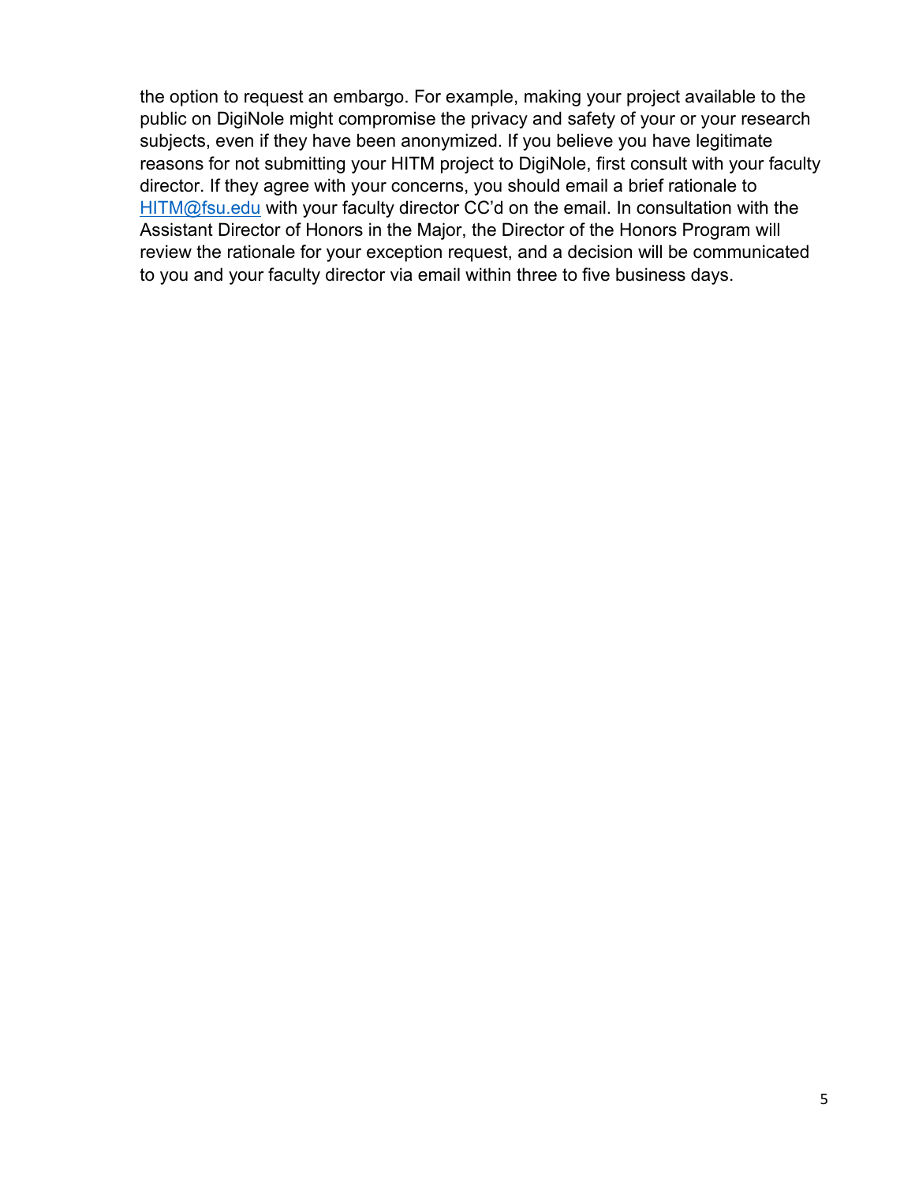the option to request an embargo. For example, making your project available to the public on DigiNole might compromise the privacy and safety of your or your research subjects, even if they have been anonymized. If you believe you have legitimate reasons for not submitting your HITM project to DigiNole, first consult with your faculty director. If they agree with your concerns, you should email a brief rationale to HITM@fsu.edu with your faculty director CC'd on the email. In consultation with the Assistant Director of Honors in the Major, the Director of the Honors Program will review the rationale for your exception request, and a decision will be communicated to you and your faculty director via email within three to five business days.